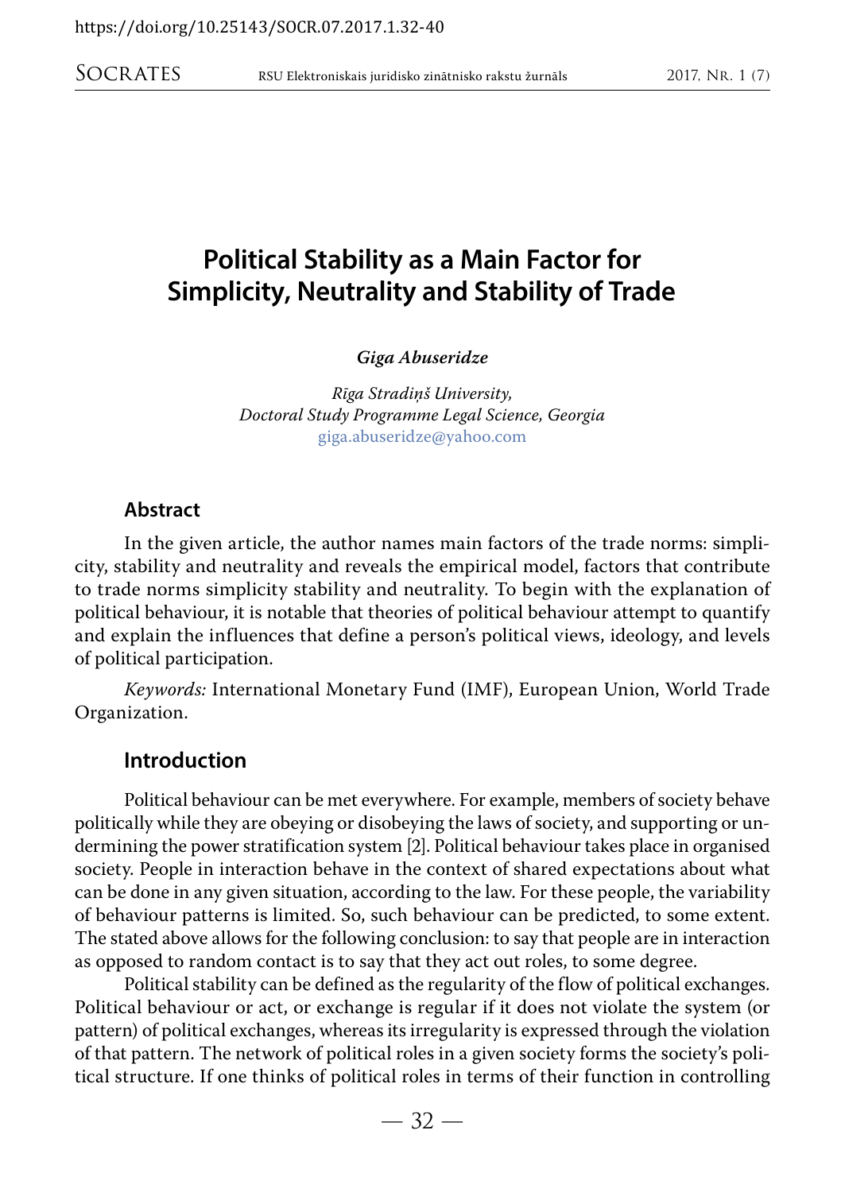# Political Stability as a Main Factor for Simplicity, Neutrality and Stability of Trade

***Giga Abuseridze***

*Rīga Stradiņš University,*
*Doctoral Study Programme Legal Science, Georgia*
giga.abuseridze@yahoo.com

## Abstract

In the given article, the author names main factors of the trade norms: simplicity, stability and neutrality and reveals the empirical model, factors that contribute to trade norms simplicity stability and neutrality. To begin with the explanation of political behaviour, it is notable that theories of political behaviour attempt to quantify and explain the influences that define a person's political views, ideology, and levels of political participation.

*Keywords:* International Monetary Fund (IMF), European Union, World Trade Organization.

## Introduction

Political behaviour can be met everywhere. For example, members of society behave politically while they are obeying or disobeying the laws of society, and supporting or undermining the power stratification system [2]. Political behaviour takes place in organised society. People in interaction behave in the context of shared expectations about what can be done in any given situation, according to the law. For these people, the variability of behaviour patterns is limited. So, such behaviour can be predicted, to some extent. The stated above allows for the following conclusion: to say that people are in interaction as opposed to random contact is to say that they act out roles, to some degree.

Political stability can be defined as the regularity of the flow of political exchanges. Political behaviour or act, or exchange is regular if it does not violate the system (or pattern) of political exchanges, whereas its irregularity is expressed through the violation of that pattern. The network of political roles in a given society forms the society's political structure. If one thinks of political roles in terms of their function in controlling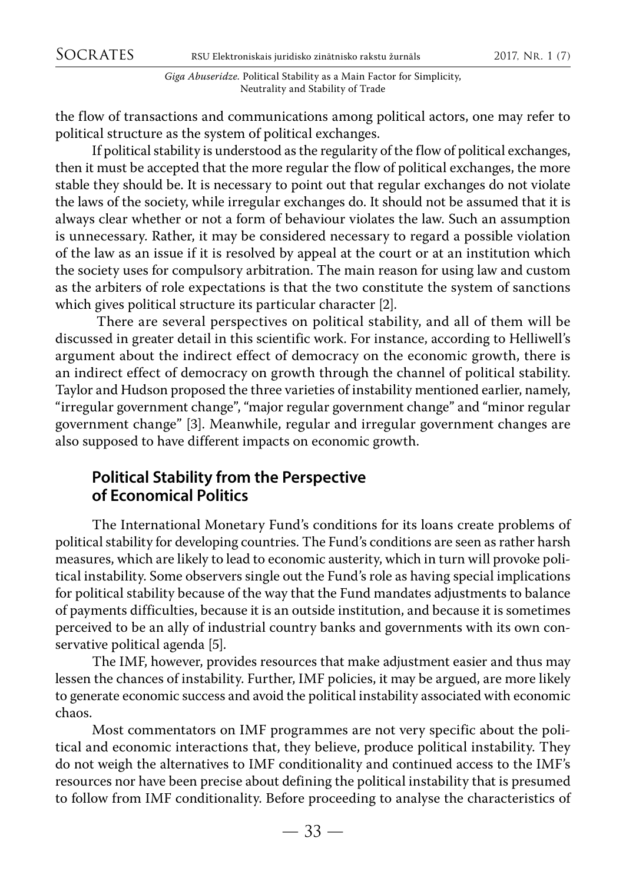the flow of transactions and communications among political actors, one may refer to political structure as the system of political exchanges.

If political stability is understood as the regularity of the flow of political exchanges, then it must be accepted that the more regular the flow of political exchanges, the more stable they should be. It is necessary to point out that regular exchanges do not violate the laws of the society, while irregular exchanges do. It should not be assumed that it is always clear whether or not a form of behaviour violates the law. Such an assumption is unnecessary. Rather, it may be considered necessary to regard a possible violation of the law as an issue if it is resolved by appeal at the court or at an institution which the society uses for compulsory arbitration. The main reason for using law and custom as the arbiters of role expectations is that the two constitute the system of sanctions which gives political structure its particular character [2].

There are several perspectives on political stability, and all of them will be discussed in greater detail in this scientific work. For instance, according to Helliwell's argument about the indirect effect of democracy on the economic growth, there is an indirect effect of democracy on growth through the channel of political stability. Taylor and Hudson proposed the three varieties of instability mentioned earlier, namely, "irregular government change", "major regular government change" and "minor regular government change" [3]. Meanwhile, regular and irregular government changes are also supposed to have different impacts on economic growth.

## Political Stability from the Perspective of Economical Politics

The International Monetary Fund's conditions for its loans create problems of political stability for developing countries. The Fund's conditions are seen as rather harsh measures, which are likely to lead to economic austerity, which in turn will provoke political instability. Some observers single out the Fund's role as having special implications for political stability because of the way that the Fund mandates adjustments to balance of payments difficulties, because it is an outside institution, and because it is sometimes perceived to be an ally of industrial country banks and governments with its own conservative political agenda [5].

The IMF, however, provides resources that make adjustment easier and thus may lessen the chances of instability. Further, IMF policies, it may be argued, are more likely to generate economic success and avoid the political instability associated with economic chaos.

Most commentators on IMF programmes are not very specific about the political and economic interactions that, they believe, produce political instability. They do not weigh the alternatives to IMF conditionality and continued access to the IMF's resources nor have been precise about defining the political instability that is presumed to follow from IMF conditionality. Before proceeding to analyse the characteristics of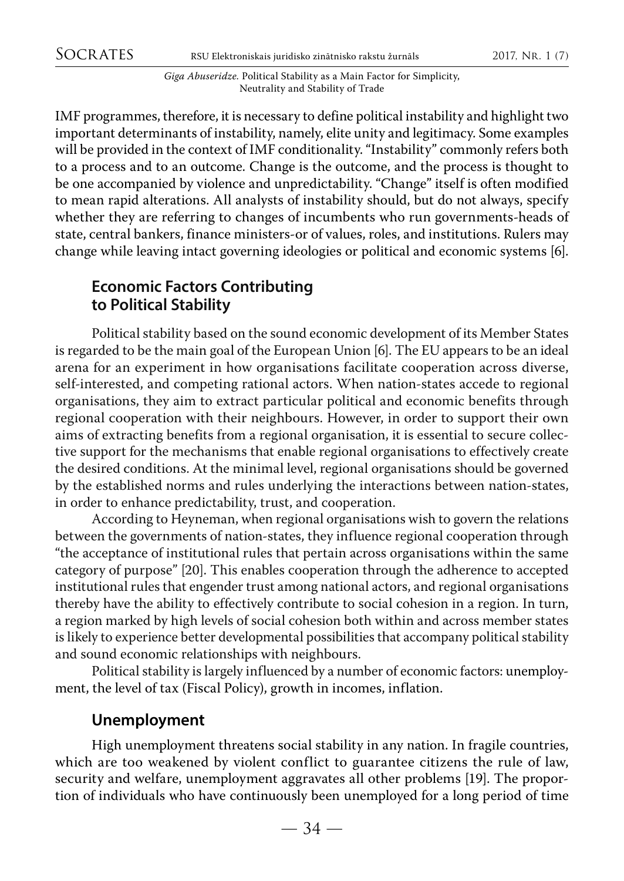IMF programmes, therefore, it is necessary to define political instability and highlight two important determinants of instability, namely, elite unity and legitimacy. Some examples will be provided in the context of IMF conditionality. "Instability" commonly refers both to a process and to an outcome. Change is the outcome, and the process is thought to be one accompanied by violence and unpredictability. "Change" itself is often modified to mean rapid alterations. All analysts of instability should, but do not always, specify whether they are referring to changes of incumbents who run governments-heads of state, central bankers, finance ministers-or of values, roles, and institutions. Rulers may change while leaving intact governing ideologies or political and economic systems [6].

## Economic Factors Contributing to Political Stability

Political stability based on the sound economic development of its Member States is regarded to be the main goal of the European Union [6]. The EU appears to be an ideal arena for an experiment in how organisations facilitate cooperation across diverse, self-interested, and competing rational actors. When nation-states accede to regional organisations, they aim to extract particular political and economic benefits through regional cooperation with their neighbours. However, in order to support their own aims of extracting benefits from a regional organisation, it is essential to secure collective support for the mechanisms that enable regional organisations to effectively create the desired conditions. At the minimal level, regional organisations should be governed by the established norms and rules underlying the interactions between nation-states, in order to enhance predictability, trust, and cooperation.

According to Heyneman, when regional organisations wish to govern the relations between the governments of nation-states, they influence regional cooperation through "the acceptance of institutional rules that pertain across organisations within the same category of purpose" [20]. This enables cooperation through the adherence to accepted institutional rules that engender trust among national actors, and regional organisations thereby have the ability to effectively contribute to social cohesion in a region. In turn, a region marked by high levels of social cohesion both within and across member states is likely to experience better developmental possibilities that accompany political stability and sound economic relationships with neighbours.

Political stability is largely influenced by a number of economic factors: unemployment, the level of tax (Fiscal Policy), growth in incomes, inflation.

## Unemployment

High unemployment threatens social stability in any nation. In fragile countries, which are too weakened by violent conflict to guarantee citizens the rule of law, security and welfare, unemployment aggravates all other problems [19]. The proportion of individuals who have continuously been unemployed for a long period of time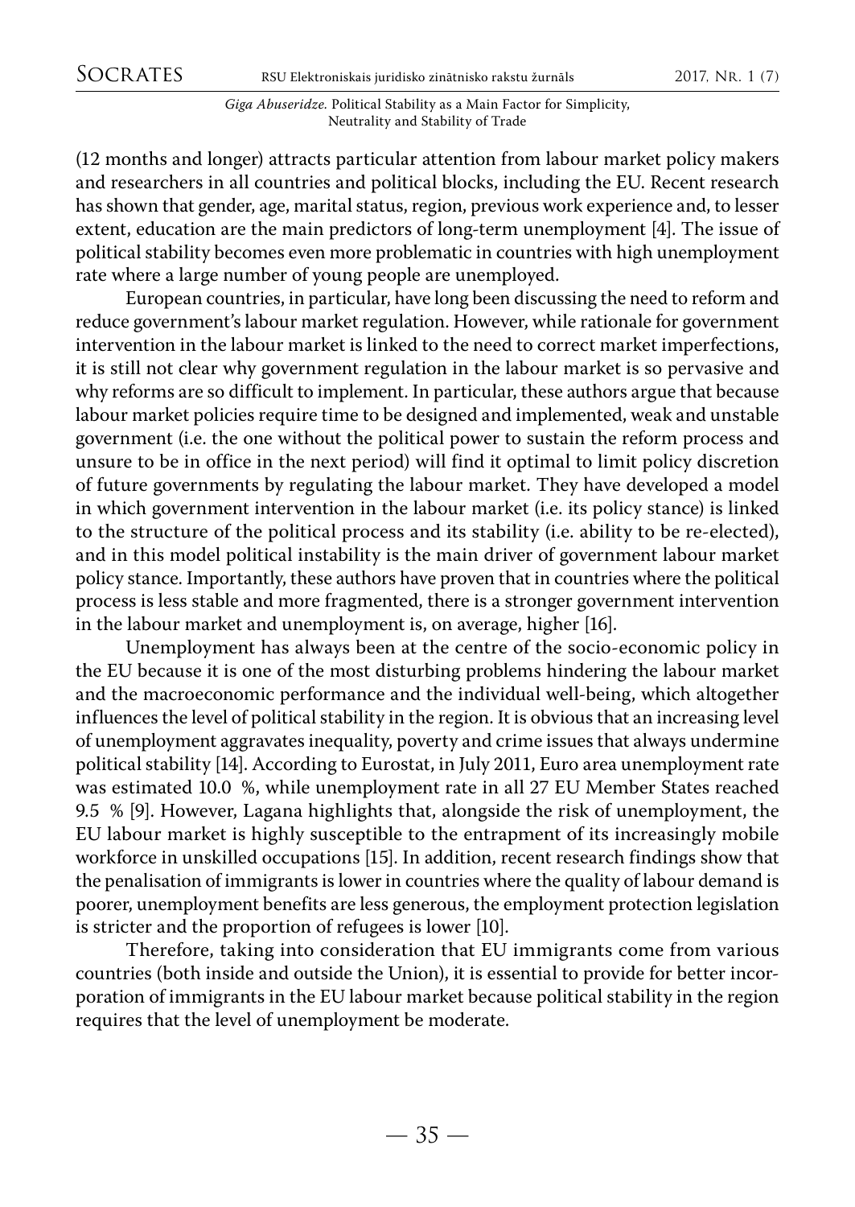(12 months and longer) attracts particular attention from labour market policy makers and researchers in all countries and political blocks, including the EU. Recent research has shown that gender, age, marital status, region, previous work experience and, to lesser extent, education are the main predictors of long-term unemployment [4]. The issue of political stability becomes even more problematic in countries with high unemployment rate where a large number of young people are unemployed.

European countries, in particular, have long been discussing the need to reform and reduce government's labour market regulation. However, while rationale for government intervention in the labour market is linked to the need to correct market imperfections, it is still not clear why government regulation in the labour market is so pervasive and why reforms are so difficult to implement. In particular, these authors argue that because labour market policies require time to be designed and implemented, weak and unstable government (i.e. the one without the political power to sustain the reform process and unsure to be in office in the next period) will find it optimal to limit policy discretion of future governments by regulating the labour market. They have developed a model in which government intervention in the labour market (i.e. its policy stance) is linked to the structure of the political process and its stability (i.e. ability to be re-elected), and in this model political instability is the main driver of government labour market policy stance. Importantly, these authors have proven that in countries where the political process is less stable and more fragmented, there is a stronger government intervention in the labour market and unemployment is, on average, higher [16].

Unemployment has always been at the centre of the socio-economic policy in the EU because it is one of the most disturbing problems hindering the labour market and the macroeconomic performance and the individual well-being, which altogether influences the level of political stability in the region. It is obvious that an increasing level of unemployment aggravates inequality, poverty and crime issues that always undermine political stability [14]. According to Eurostat, in July 2011, Euro area unemployment rate was estimated 10.0 %, while unemployment rate in all 27 EU Member States reached 9.5 % [9]. However, Lagana highlights that, alongside the risk of unemployment, the EU labour market is highly susceptible to the entrapment of its increasingly mobile workforce in unskilled occupations [15]. In addition, recent research findings show that the penalisation of immigrants is lower in countries where the quality of labour demand is poorer, unemployment benefits are less generous, the employment protection legislation is stricter and the proportion of refugees is lower [10].

Therefore, taking into consideration that EU immigrants come from various countries (both inside and outside the Union), it is essential to provide for better incorporation of immigrants in the EU labour market because political stability in the region requires that the level of unemployment be moderate.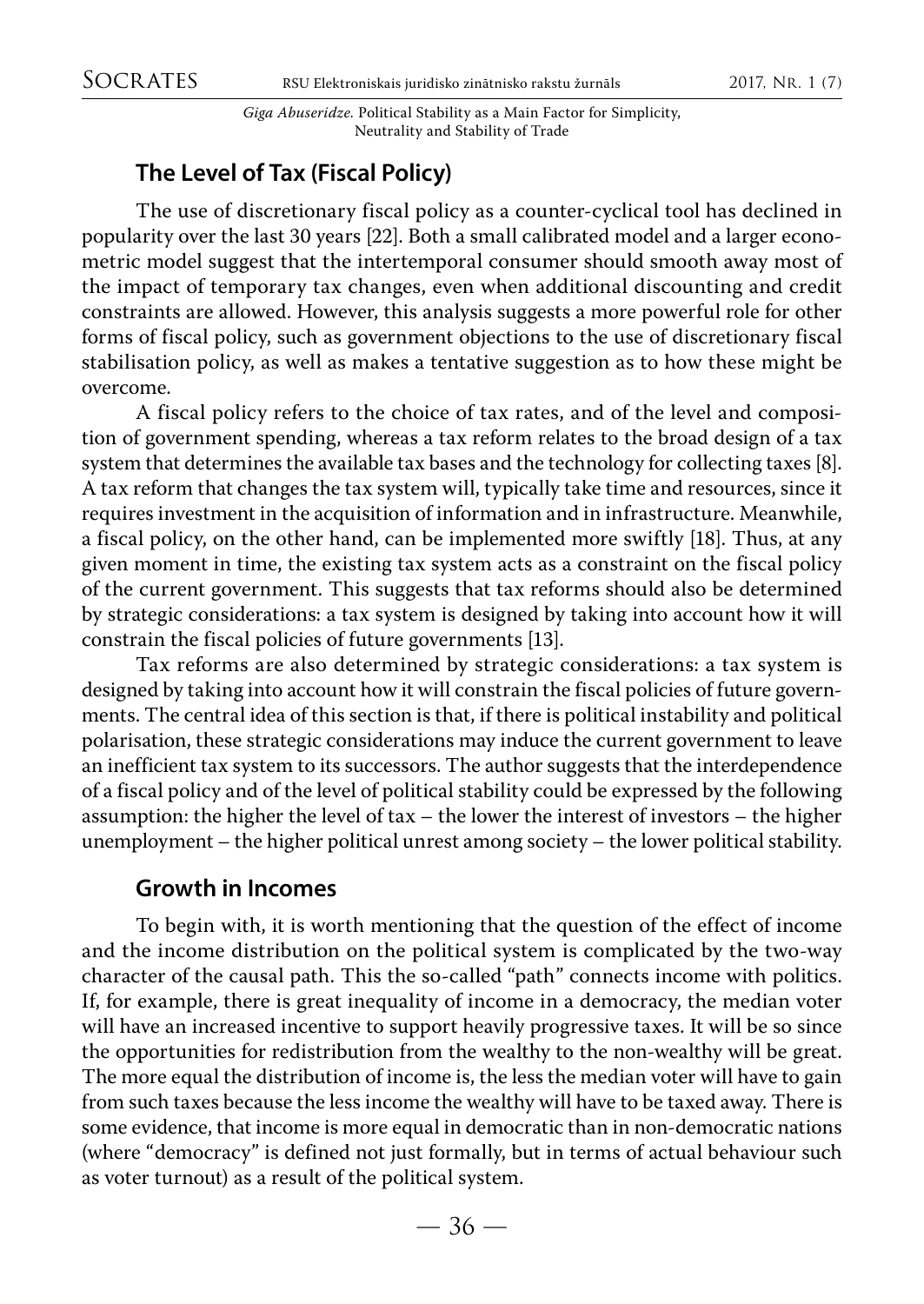## The Level of Tax (Fiscal Policy)

The use of discretionary fiscal policy as a counter-cyclical tool has declined in popularity over the last 30 years [22]. Both a small calibrated model and a larger econometric model suggest that the intertemporal consumer should smooth away most of the impact of temporary tax changes, even when additional discounting and credit constraints are allowed. However, this analysis suggests a more powerful role for other forms of fiscal policy, such as government objections to the use of discretionary fiscal stabilisation policy, as well as makes a tentative suggestion as to how these might be overcome.

A fiscal policy refers to the choice of tax rates, and of the level and composition of government spending, whereas a tax reform relates to the broad design of a tax system that determines the available tax bases and the technology for collecting taxes [8]. A tax reform that changes the tax system will, typically take time and resources, since it requires investment in the acquisition of information and in infrastructure. Meanwhile, a fiscal policy, on the other hand, can be implemented more swiftly [18]. Thus, at any given moment in time, the existing tax system acts as a constraint on the fiscal policy of the current government. This suggests that tax reforms should also be determined by strategic considerations: a tax system is designed by taking into account how it will constrain the fiscal policies of future governments [13].

Tax reforms are also determined by strategic considerations: a tax system is designed by taking into account how it will constrain the fiscal policies of future governments. The central idea of this section is that, if there is political instability and political polarisation, these strategic considerations may induce the current government to leave an inefficient tax system to its successors. The author suggests that the interdependence of a fiscal policy and of the level of political stability could be expressed by the following assumption: the higher the level of tax – the lower the interest of investors – the higher unemployment – the higher political unrest among society – the lower political stability.

## Growth in Incomes

To begin with, it is worth mentioning that the question of the effect of income and the income distribution on the political system is complicated by the two-way character of the causal path. This the so-called "path" connects income with politics. If, for example, there is great inequality of income in a democracy, the median voter will have an increased incentive to support heavily progressive taxes. It will be so since the opportunities for redistribution from the wealthy to the non-wealthy will be great. The more equal the distribution of income is, the less the median voter will have to gain from such taxes because the less income the wealthy will have to be taxed away. There is some evidence, that income is more equal in democratic than in non-democratic nations (where "democracy" is defined not just formally, but in terms of actual behaviour such as voter turnout) as a result of the political system.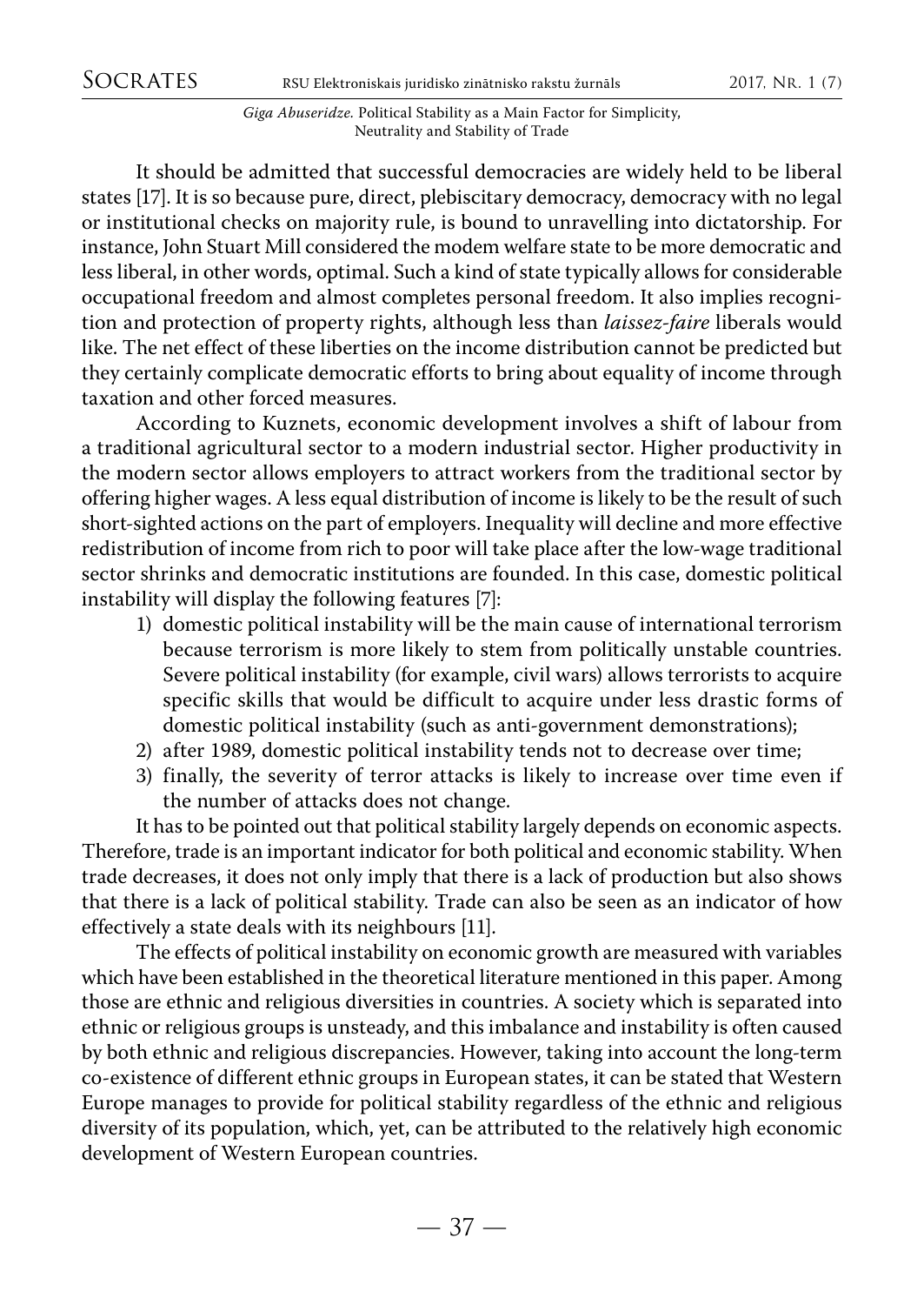It should be admitted that successful democracies are widely held to be liberal states [17]. It is so because pure, direct, plebiscitary democracy, democracy with no legal or institutional checks on majority rule, is bound to unravelling into dictatorship. For instance, John Stuart Mill considered the modem welfare state to be more democratic and less liberal, in other words, optimal. Such a kind of state typically allows for considerable occupational freedom and almost completes personal freedom. It also implies recognition and protection of property rights, although less than *laissez-faire* liberals would like. The net effect of these liberties on the income distribution cannot be predicted but they certainly complicate democratic efforts to bring about equality of income through taxation and other forced measures.

According to Kuznets, economic development involves a shift of labour from a traditional agricultural sector to a modern industrial sector. Higher productivity in the modern sector allows employers to attract workers from the traditional sector by offering higher wages. A less equal distribution of income is likely to be the result of such short-sighted actions on the part of employers. Inequality will decline and more effective redistribution of income from rich to poor will take place after the low-wage traditional sector shrinks and democratic institutions are founded. In this case, domestic political instability will display the following features [7]:

1) domestic political instability will be the main cause of international terrorism because terrorism is more likely to stem from politically unstable countries. Severe political instability (for example, civil wars) allows terrorists to acquire specific skills that would be difficult to acquire under less drastic forms of domestic political instability (such as anti-government demonstrations);
2) after 1989, domestic political instability tends not to decrease over time;
3) finally, the severity of terror attacks is likely to increase over time even if the number of attacks does not change.

It has to be pointed out that political stability largely depends on economic aspects. Therefore, trade is an important indicator for both political and economic stability. When trade decreases, it does not only imply that there is a lack of production but also shows that there is a lack of political stability. Trade can also be seen as an indicator of how effectively a state deals with its neighbours [11].

The effects of political instability on economic growth are measured with variables which have been established in the theoretical literature mentioned in this paper. Among those are ethnic and religious diversities in countries. A society which is separated into ethnic or religious groups is unsteady, and this imbalance and instability is often caused by both ethnic and religious discrepancies. However, taking into account the long-term co-existence of different ethnic groups in European states, it can be stated that Western Europe manages to provide for political stability regardless of the ethnic and religious diversity of its population, which, yet, can be attributed to the relatively high economic development of Western European countries.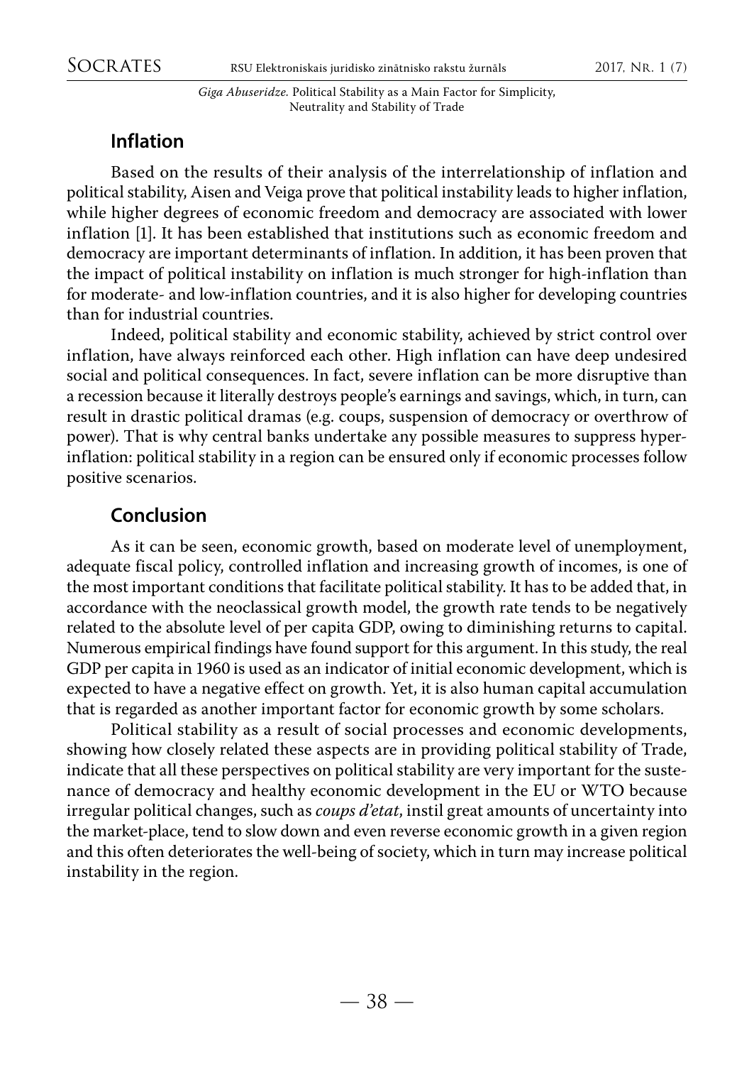## Inflation

Based on the results of their analysis of the interrelationship of inflation and political stability, Aisen and Veiga prove that political instability leads to higher inflation, while higher degrees of economic freedom and democracy are associated with lower inflation [1]. It has been established that institutions such as economic freedom and democracy are important determinants of inflation. In addition, it has been proven that the impact of political instability on inflation is much stronger for high-inflation than for moderate- and low-inflation countries, and it is also higher for developing countries than for industrial countries.

Indeed, political stability and economic stability, achieved by strict control over inflation, have always reinforced each other. High inflation can have deep undesired social and political consequences. In fact, severe inflation can be more disruptive than a recession because it literally destroys people's earnings and savings, which, in turn, can result in drastic political dramas (e.g. coups, suspension of democracy or overthrow of power). That is why central banks undertake any possible measures to suppress hyper-inflation: political stability in a region can be ensured only if economic processes follow positive scenarios.

## Conclusion

As it can be seen, economic growth, based on moderate level of unemployment, adequate fiscal policy, controlled inflation and increasing growth of incomes, is one of the most important conditions that facilitate political stability. It has to be added that, in accordance with the neoclassical growth model, the growth rate tends to be negatively related to the absolute level of per capita GDP, owing to diminishing returns to capital. Numerous empirical findings have found support for this argument. In this study, the real GDP per capita in 1960 is used as an indicator of initial economic development, which is expected to have a negative effect on growth. Yet, it is also human capital accumulation that is regarded as another important factor for economic growth by some scholars.

Political stability as a result of social processes and economic developments, showing how closely related these aspects are in providing political stability of Trade, indicate that all these perspectives on political stability are very important for the sustenance of democracy and healthy economic development in the EU or WTO because irregular political changes, such as *coups d'etat*, instil great amounts of uncertainty into the market-place, tend to slow down and even reverse economic growth in a given region and this often deteriorates the well-being of society, which in turn may increase political instability in the region.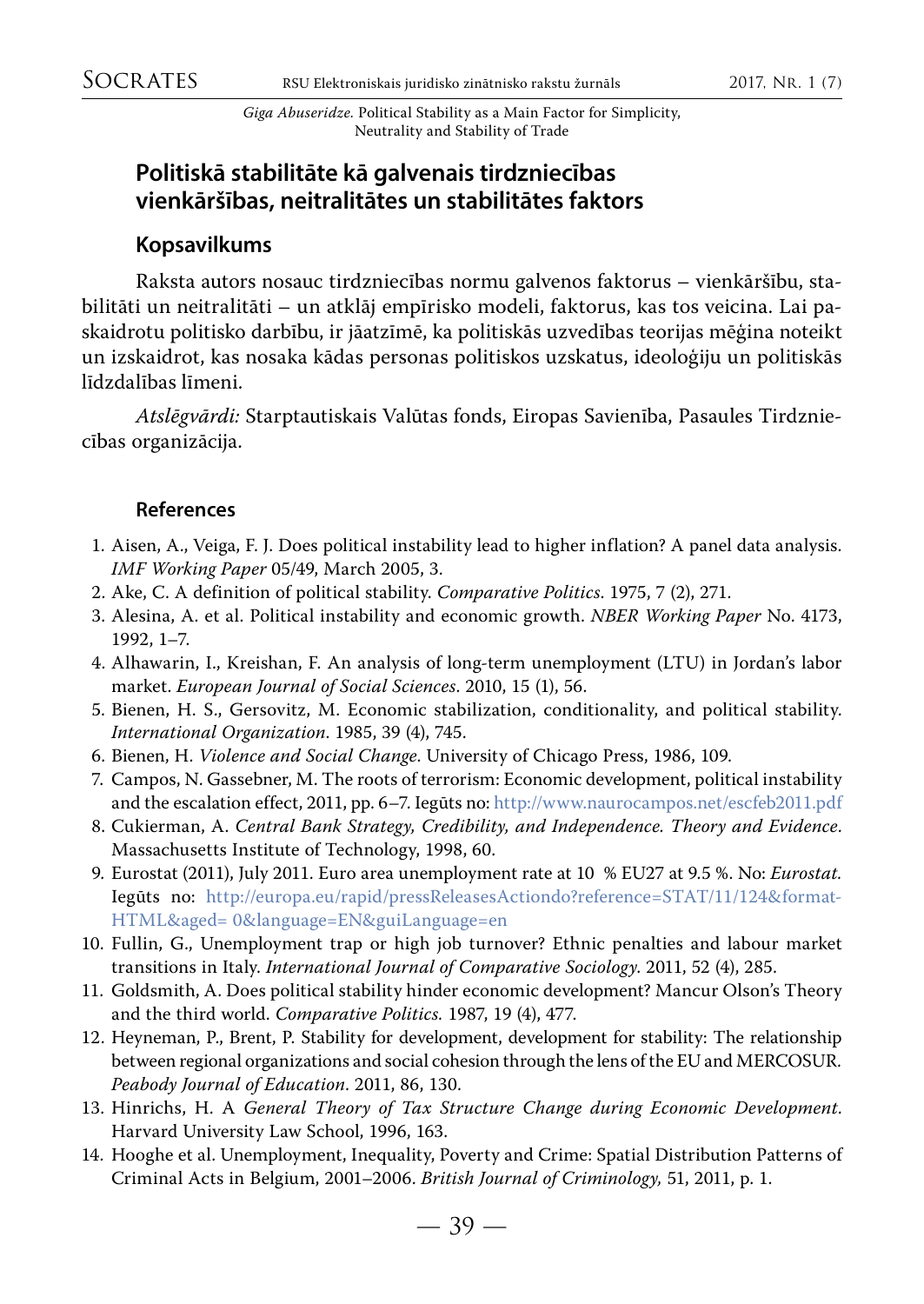## Politiskā stabilitāte kā galvenais tirdzniecības vienkāršības, neitralitātes un stabilitātes faktors

### Kopsavilkums

Raksta autors nosauc tirdzniecības normu galvenos faktorus – vienkāršību, stabilitāti un neitralitāti – un atklāj empīrisko modeli, faktorus, kas tos veicina. Lai paskaidrotu politisko darbību, ir jāatzīmē, ka politiskās uzvedības teorijas mēģina noteikt un izskaidrot, kas nosaka kādas personas politiskos uzskatus, ideoloģiju un politiskās līdzdalības līmeni.

*Atslēgvārdi:* Starptautiskais Valūtas fonds, Eiropas Savienība, Pasaules Tirdzniecības organizācija.

### References

1. Aisen, A., Veiga, F. J. Does political instability lead to higher inflation? A panel data analysis. *IMF Working Paper* 05/49, March 2005, 3.
2. Ake, C. A definition of political stability. *Comparative Politics*. 1975, 7 (2), 271.
3. Alesina, A. et al. Political instability and economic growth. *NBER Working Paper* No. 4173, 1992, 1–7.
4. Alhawarin, I., Kreishan, F. An analysis of long-term unemployment (LTU) in Jordan's labor market. *European Journal of Social Sciences*. 2010, 15 (1), 56.
5. Bienen, H. S., Gersovitz, M. Economic stabilization, conditionality, and political stability. *International Organization*. 1985, 39 (4), 745.
6. Bienen, H. *Violence and Social Change*. University of Chicago Press, 1986, 109.
7. Campos, N. Gassebner, M. The roots of terrorism: Economic development, political instability and the escalation effect, 2011, pp. 6–7. Iegūts no: http://www.naurocampos.net/escfeb2011.pdf
8. Cukierman, A. *Central Bank Strategy, Credibility, and Independence. Theory and Evidence*. Massachusetts Institute of Technology, 1998, 60.
9. Eurostat (2011), July 2011. Euro area unemployment rate at 10 % EU27 at 9.5 %. No: *Eurostat*. Iegūts no: http://europa.eu/rapid/pressReleasesActiondo?reference=STAT/11/124&format-HTML&aged= 0&language=EN&guiLanguage=en
10. Fullin, G., Unemployment trap or high job turnover? Ethnic penalties and labour market transitions in Italy. *International Journal of Comparative Sociology*. 2011, 52 (4), 285.
11. Goldsmith, A. Does political stability hinder economic development? Mancur Olson's Theory and the third world. *Comparative Politics*. 1987, 19 (4), 477.
12. Heyneman, P., Brent, P. Stability for development, development for stability: The relationship between regional organizations and social cohesion through the lens of the EU and MERCOSUR. *Peabody Journal of Education*. 2011, 86, 130.
13. Hinrichs, H. A *General Theory of Tax Structure Change during Economic Development*. Harvard University Law School, 1996, 163.
14. Hooghe et al. Unemployment, Inequality, Poverty and Crime: Spatial Distribution Patterns of Criminal Acts in Belgium, 2001–2006. *British Journal of Criminology*, 51, 2011, p. 1.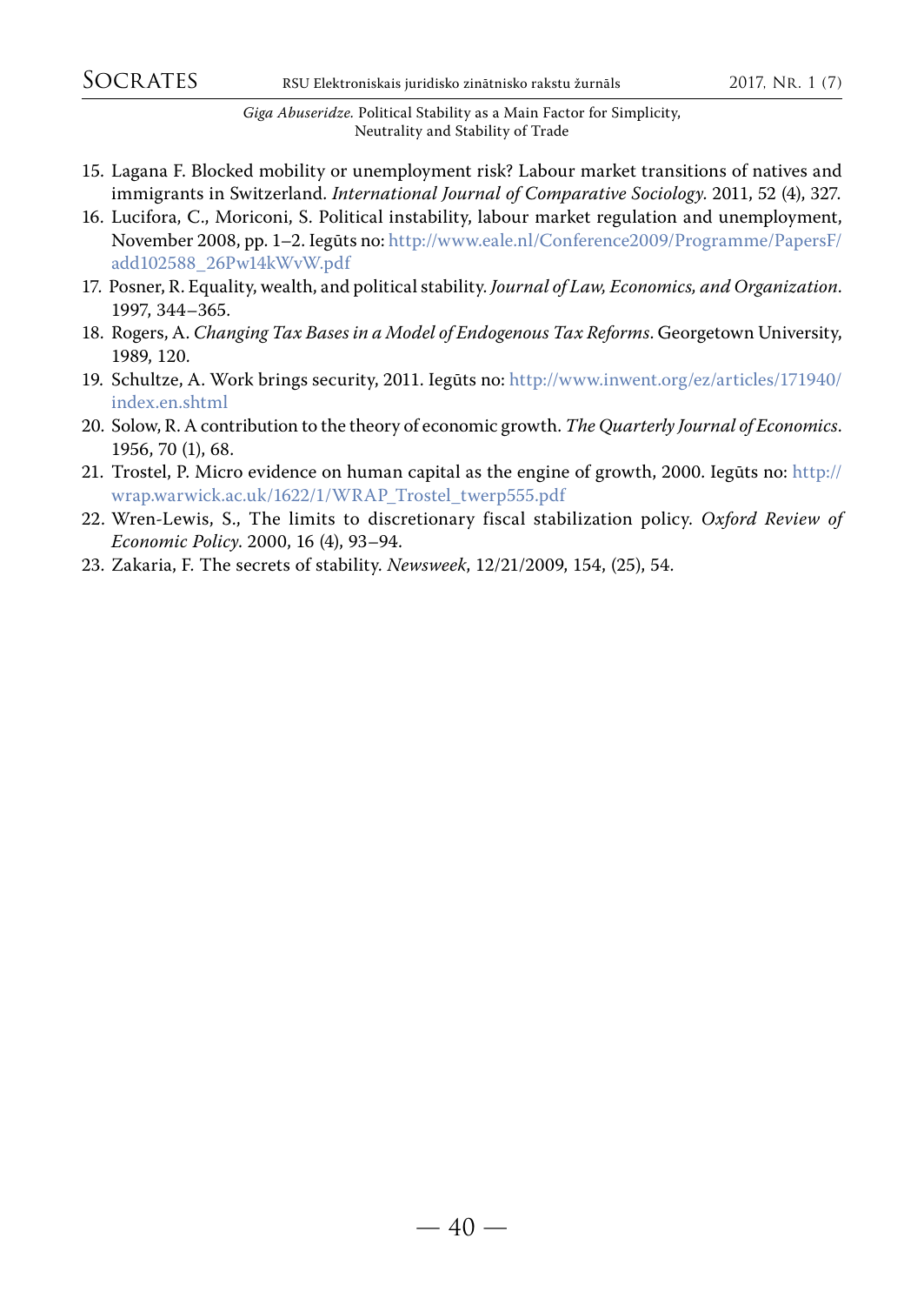15. Lagana F. Blocked mobility or unemployment risk? Labour market transitions of natives and immigrants in Switzerland. *International Journal of Comparative Sociology*. 2011, 52 (4), 327.
16. Lucifora, C., Moriconi, S. Political instability, labour market regulation and unemployment, November 2008, pp. 1–2. Iegūts no: http://www.eale.nl/Conference2009/Programme/PapersF/add102588_26Pw14kWvW.pdf
17. Posner, R. Equality, wealth, and political stability. *Journal of Law, Economics, and Organization*. 1997, 344–365.
18. Rogers, A. *Changing Tax Bases in a Model of Endogenous Tax Reforms*. Georgetown University, 1989, 120.
19. Schultze, A. Work brings security, 2011. Iegūts no: http://www.inwent.org/ez/articles/171940/index.en.shtml
20. Solow, R. A contribution to the theory of economic growth. *The Quarterly Journal of Economics*. 1956, 70 (1), 68.
21. Trostel, P. Micro evidence on human capital as the engine of growth, 2000. Iegūts no: http://wrap.warwick.ac.uk/1622/1/WRAP_Trostel_twerp555.pdf
22. Wren-Lewis, S., The limits to discretionary fiscal stabilization policy. *Oxford Review of Economic Policy*. 2000, 16 (4), 93–94.
23. Zakaria, F. The secrets of stability. *Newsweek*, 12/21/2009, 154, (25), 54.